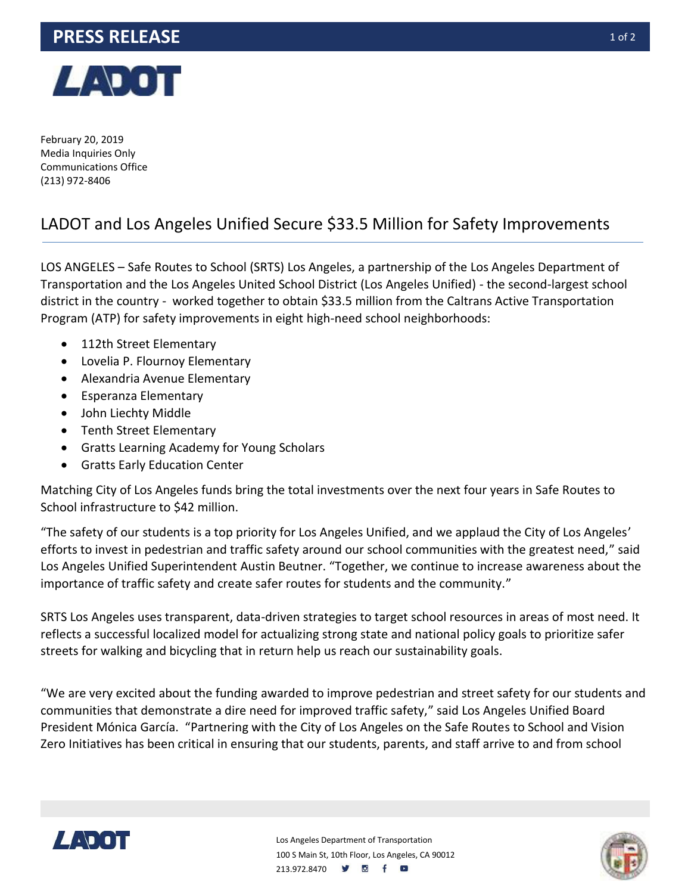**PRESS RELEASE**

February 20, 2019
Media Inquiries Only
Communications Office
(213) 972-8406

# LADOT and Los Angeles Unified Secure $33.5 Million for Safety Improvements

LOS ANGELES – Safe Routes to School (SRTS) Los Angeles, a partnership of the Los Angeles Department of Transportation and the Los Angeles United School District (Los Angeles Unified) - the second-largest school district in the country - worked together to obtain $33.5 million from the Caltrans Active Transportation Program (ATP) for safety improvements in eight high-need school neighborhoods:

- 112th Street Elementary
- Lovelia P. Flournoy Elementary
- Alexandria Avenue Elementary
- Esperanza Elementary
- John Liechty Middle
- Tenth Street Elementary
- Gratts Learning Academy for Young Scholars
- Gratts Early Education Center

Matching City of Los Angeles funds bring the total investments over the next four years in Safe Routes to School infrastructure to $42 million.

"The safety of our students is a top priority for Los Angeles Unified, and we applaud the City of Los Angeles' efforts to invest in pedestrian and traffic safety around our school communities with the greatest need," said Los Angeles Unified Superintendent Austin Beutner. "Together, we continue to increase awareness about the importance of traffic safety and create safer routes for students and the community."

SRTS Los Angeles uses transparent, data-driven strategies to target school resources in areas of most need. It reflects a successful localized model for actualizing strong state and national policy goals to prioritize safer streets for walking and bicycling that in return help us reach our sustainability goals.

"We are very excited about the funding awarded to improve pedestrian and street safety for our students and communities that demonstrate a dire need for improved traffic safety," said Los Angeles Unified Board President Mónica García. "Partnering with the City of Los Angeles on the Safe Routes to School and Vision Zero Initiatives has been critical in ensuring that our students, parents, and staff arrive to and from school

Los Angeles Department of Transportation
100 S Main St, 10th Floor, Los Angeles, CA 90012
213.972.8470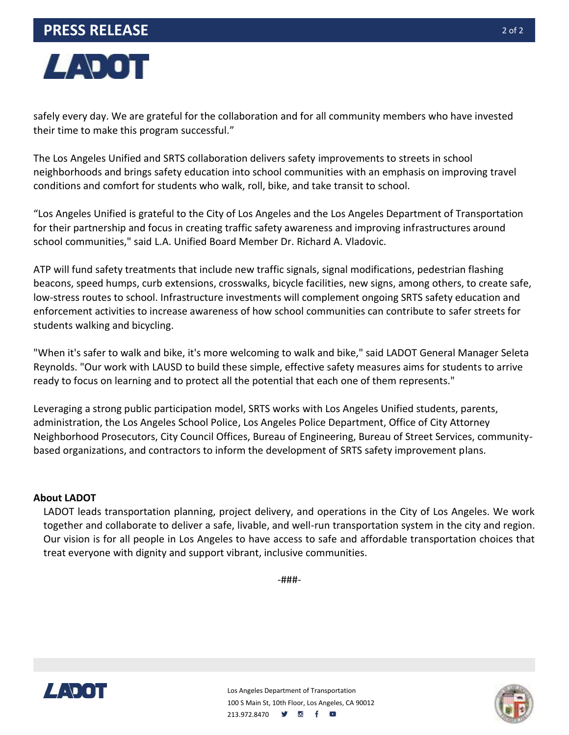safely every day. We are grateful for the collaboration and for all community members who have invested their time to make this program successful."

The Los Angeles Unified and SRTS collaboration delivers safety improvements to streets in school neighborhoods and brings safety education into school communities with an emphasis on improving travel conditions and comfort for students who walk, roll, bike, and take transit to school.

"Los Angeles Unified is grateful to the City of Los Angeles and the Los Angeles Department of Transportation for their partnership and focus in creating traffic safety awareness and improving infrastructures around school communities," said L.A. Unified Board Member Dr. Richard A. Vladovic.

ATP will fund safety treatments that include new traffic signals, signal modifications, pedestrian flashing beacons, speed humps, curb extensions, crosswalks, bicycle facilities, new signs, among others, to create safe, low-stress routes to school. Infrastructure investments will complement ongoing SRTS safety education and enforcement activities to increase awareness of how school communities can contribute to safer streets for students walking and bicycling.

"When it's safer to walk and bike, it's more welcoming to walk and bike," said LADOT General Manager Seleta Reynolds. "Our work with LAUSD to build these simple, effective safety measures aims for students to arrive ready to focus on learning and to protect all the potential that each one of them represents."

Leveraging a strong public participation model, SRTS works with Los Angeles Unified students, parents, administration, the Los Angeles School Police, Los Angeles Police Department, Office of City Attorney Neighborhood Prosecutors, City Council Offices, Bureau of Engineering, Bureau of Street Services, community-based organizations, and contractors to inform the development of SRTS safety improvement plans.

**About LADOT**

LADOT leads transportation planning, project delivery, and operations in the City of Los Angeles. We work together and collaborate to deliver a safe, livable, and well-run transportation system in the city and region. Our vision is for all people in Los Angeles to have access to safe and affordable transportation choices that treat everyone with dignity and support vibrant, inclusive communities.

-###-

Los Angeles Department of Transportation
100 S Main St, 10th Floor, Los Angeles, CA 90012
213.972.8470